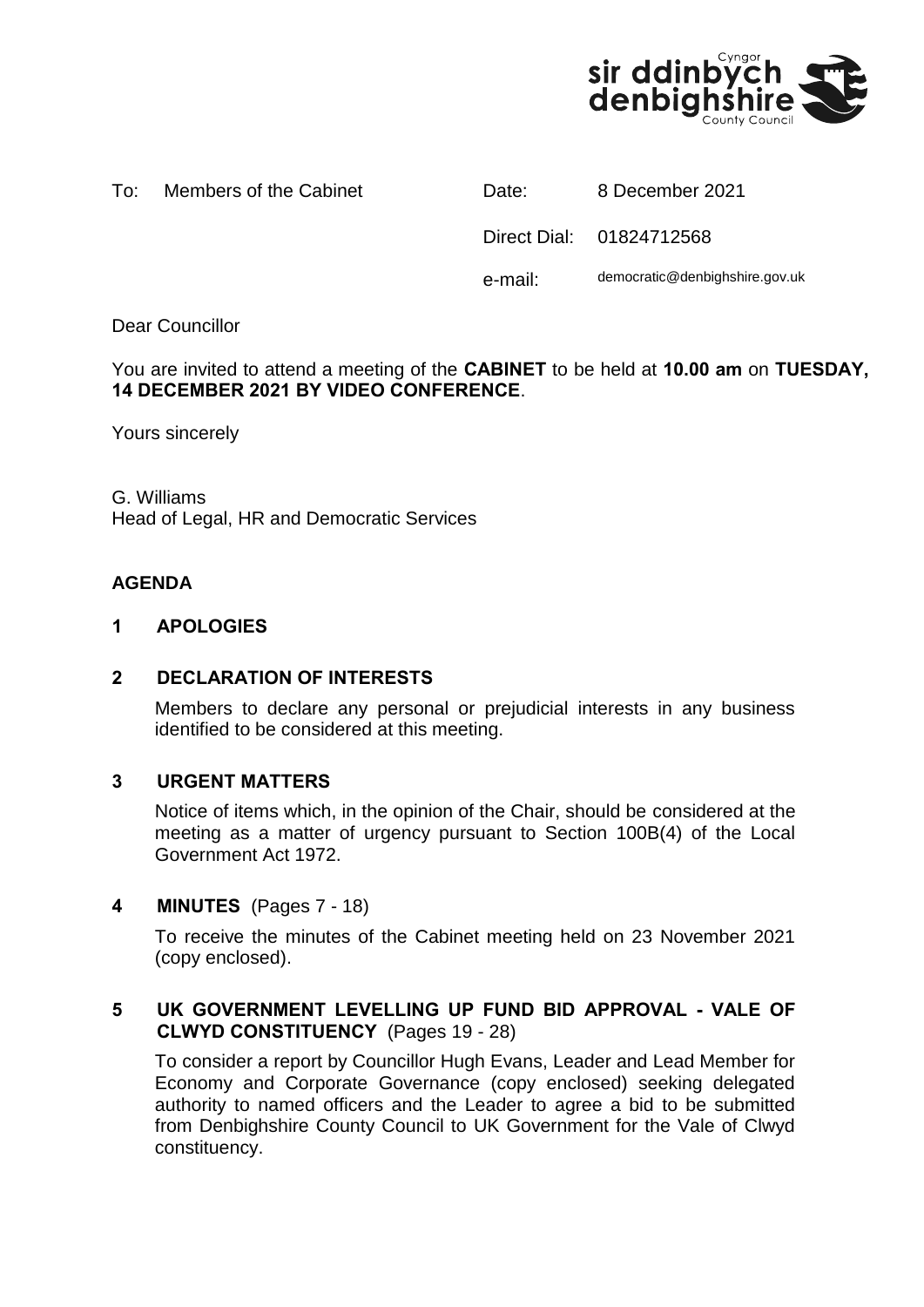To: Members of the Cabinet

Date: 8 December 2021

Direct Dial: 01824712568

e-mail: democratic@denbighshire.gov.uk

Dear Councillor

You are invited to attend a meeting of the **CABINET** to be held at **10.00 am** on **TUESDAY, 14 DECEMBER 2021 BY VIDEO CONFERENCE**.

Yours sincerely

G. Williams
Head of Legal, HR and Democratic Services

## AGENDA

### 1 APOLOGIES

### 2 DECLARATION OF INTERESTS

Members to declare any personal or prejudicial interests in any business identified to be considered at this meeting.

### 3 URGENT MATTERS

Notice of items which, in the opinion of the Chair, should be considered at the meeting as a matter of urgency pursuant to Section 100B(4) of the Local Government Act 1972.

### 4 MINUTES (Pages 7 - 18)

To receive the minutes of the Cabinet meeting held on 23 November 2021 (copy enclosed).

### 5 UK GOVERNMENT LEVELLING UP FUND BID APPROVAL - VALE OF CLWYD CONSTITUENCY (Pages 19 - 28)

To consider a report by Councillor Hugh Evans, Leader and Lead Member for Economy and Corporate Governance (copy enclosed) seeking delegated authority to named officers and the Leader to agree a bid to be submitted from Denbighshire County Council to UK Government for the Vale of Clwyd constituency.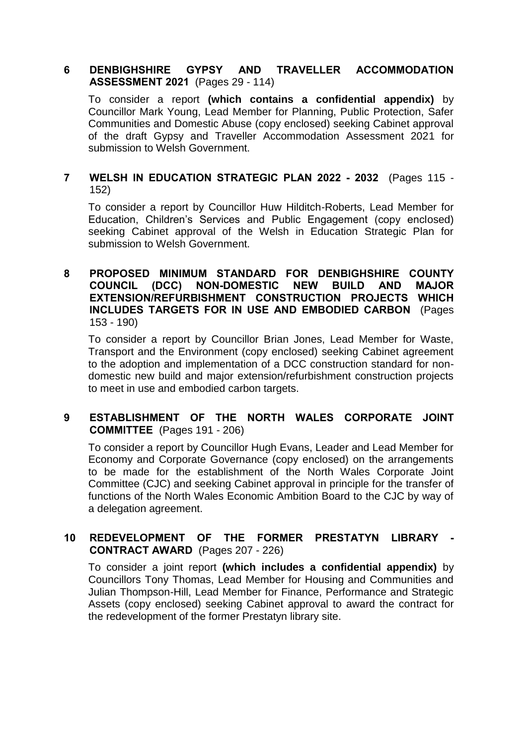## 6 DENBIGHSHIRE GYPSY AND TRAVELLER ACCOMMODATION ASSESSMENT 2021 (Pages 29 - 114)

To consider a report **(which contains a confidential appendix)** by Councillor Mark Young, Lead Member for Planning, Public Protection, Safer Communities and Domestic Abuse (copy enclosed) seeking Cabinet approval of the draft Gypsy and Traveller Accommodation Assessment 2021 for submission to Welsh Government.

## 7 WELSH IN EDUCATION STRATEGIC PLAN 2022 - 2032 (Pages 115 - 152)

To consider a report by Councillor Huw Hilditch-Roberts, Lead Member for Education, Children's Services and Public Engagement (copy enclosed) seeking Cabinet approval of the Welsh in Education Strategic Plan for submission to Welsh Government.

## 8 PROPOSED MINIMUM STANDARD FOR DENBIGHSHIRE COUNTY COUNCIL (DCC) NON-DOMESTIC NEW BUILD AND MAJOR EXTENSION/REFURBISHMENT CONSTRUCTION PROJECTS WHICH INCLUDES TARGETS FOR IN USE AND EMBODIED CARBON (Pages 153 - 190)

To consider a report by Councillor Brian Jones, Lead Member for Waste, Transport and the Environment (copy enclosed) seeking Cabinet agreement to the adoption and implementation of a DCC construction standard for non-domestic new build and major extension/refurbishment construction projects to meet in use and embodied carbon targets.

## 9 ESTABLISHMENT OF THE NORTH WALES CORPORATE JOINT COMMITTEE (Pages 191 - 206)

To consider a report by Councillor Hugh Evans, Leader and Lead Member for Economy and Corporate Governance (copy enclosed) on the arrangements to be made for the establishment of the North Wales Corporate Joint Committee (CJC) and seeking Cabinet approval in principle for the transfer of functions of the North Wales Economic Ambition Board to the CJC by way of a delegation agreement.

## 10 REDEVELOPMENT OF THE FORMER PRESTATYN LIBRARY - CONTRACT AWARD (Pages 207 - 226)

To consider a joint report **(which includes a confidential appendix)** by Councillors Tony Thomas, Lead Member for Housing and Communities and Julian Thompson-Hill, Lead Member for Finance, Performance and Strategic Assets (copy enclosed) seeking Cabinet approval to award the contract for the redevelopment of the former Prestatyn library site.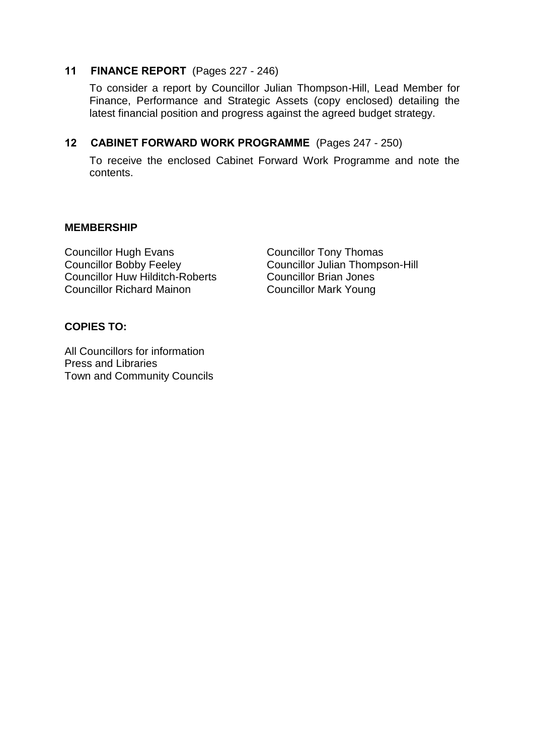**11 FINANCE REPORT** (Pages 227 - 246)

To consider a report by Councillor Julian Thompson-Hill, Lead Member for Finance, Performance and Strategic Assets (copy enclosed) detailing the latest financial position and progress against the agreed budget strategy.

**12 CABINET FORWARD WORK PROGRAMME** (Pages 247 - 250)

To receive the enclosed Cabinet Forward Work Programme and note the contents.

**MEMBERSHIP**

Councillor Hugh Evans
Councillor Bobby Feeley
Councillor Huw Hilditch-Roberts
Councillor Richard Mainon
Councillor Tony Thomas
Councillor Julian Thompson-Hill
Councillor Brian Jones
Councillor Mark Young

**COPIES TO:**

All Councillors for information
Press and Libraries
Town and Community Councils